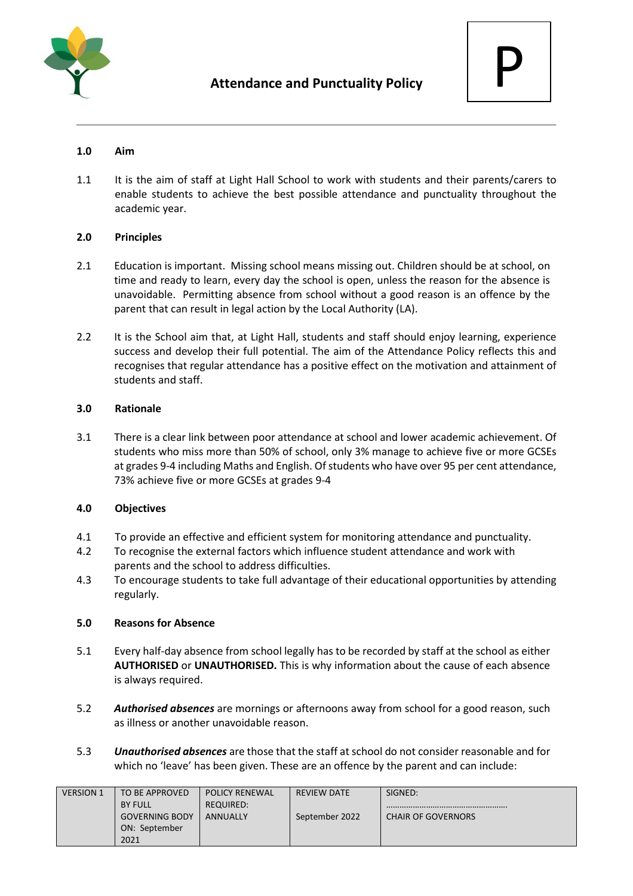# Attendance and Punctuality Policy

P

## 1.0 Aim

1.1 It is the aim of staff at Light Hall School to work with students and their parents/carers to enable students to achieve the best possible attendance and punctuality throughout the academic year.

## 2.0 Principles

2.1 Education is important. Missing school means missing out. Children should be at school, on time and ready to learn, every day the school is open, unless the reason for the absence is unavoidable. Permitting absence from school without a good reason is an offence by the parent that can result in legal action by the Local Authority (LA).

2.2 It is the School aim that, at Light Hall, students and staff should enjoy learning, experience success and develop their full potential. The aim of the Attendance Policy reflects this and recognises that regular attendance has a positive effect on the motivation and attainment of students and staff.

## 3.0 Rationale

3.1 There is a clear link between poor attendance at school and lower academic achievement. Of students who miss more than 50% of school, only 3% manage to achieve five or more GCSEs at grades 9-4 including Maths and English. Of students who have over 95 per cent attendance, 73% achieve five or more GCSEs at grades 9-4

## 4.0 Objectives

4.1 To provide an effective and efficient system for monitoring attendance and punctuality.
4.2 To recognise the external factors which influence student attendance and work with parents and the school to address difficulties.
4.3 To encourage students to take full advantage of their educational opportunities by attending regularly.

## 5.0 Reasons for Absence

5.1 Every half-day absence from school legally has to be recorded by staff at the school as either **AUTHORISED** or **UNAUTHORISED.** This is why information about the cause of each absence is always required.

5.2 ***Authorised absences*** are mornings or afternoons away from school for a good reason, such as illness or another unavoidable reason.

5.3 ***Unauthorised absences*** are those that the staff at school do not consider reasonable and for which no 'leave' has been given. These are an offence by the parent and can include:

| VERSION 1 | TO BE APPROVED BY FULL GOVERNING BODY ON: September 2021 | POLICY RENEWAL REQUIRED: ANNUALLY | REVIEW DATE September 2022 | SIGNED: ……………………………………………. CHAIR OF GOVERNORS |
|---|---|---|---|---|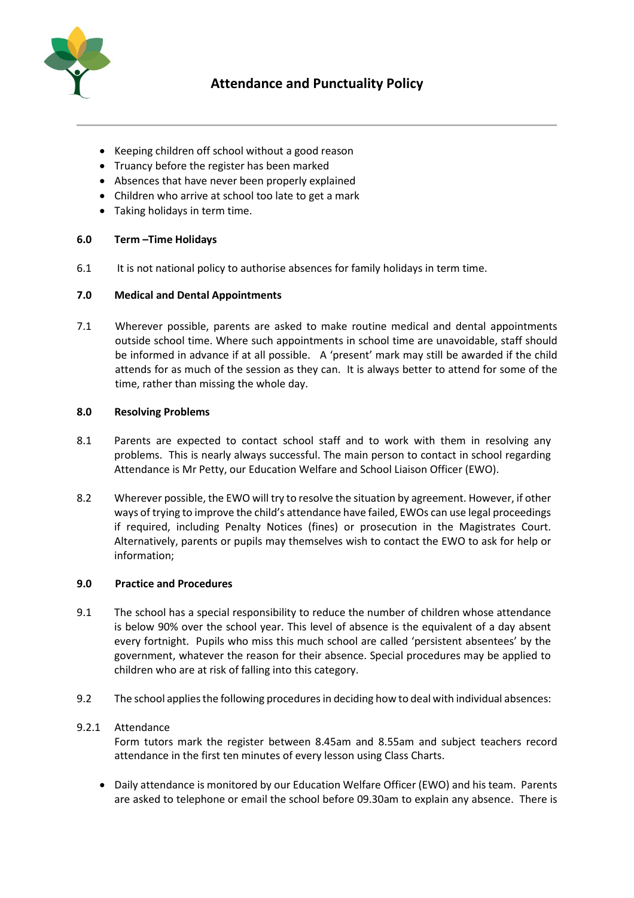- Keeping children off school without a good reason
- Truancy before the register has been marked
- Absences that have never been properly explained
- Children who arrive at school too late to get a mark
- Taking holidays in term time.

**6.0 Term –Time Holidays**

6.1 It is not national policy to authorise absences for family holidays in term time.

**7.0 Medical and Dental Appointments**

7.1 Wherever possible, parents are asked to make routine medical and dental appointments outside school time. Where such appointments in school time are unavoidable, staff should be informed in advance if at all possible. A 'present' mark may still be awarded if the child attends for as much of the session as they can. It is always better to attend for some of the time, rather than missing the whole day.

**8.0 Resolving Problems**

8.1 Parents are expected to contact school staff and to work with them in resolving any problems. This is nearly always successful. The main person to contact in school regarding Attendance is Mr Petty, our Education Welfare and School Liaison Officer (EWO).

8.2 Wherever possible, the EWO will try to resolve the situation by agreement. However, if other ways of trying to improve the child's attendance have failed, EWOs can use legal proceedings if required, including Penalty Notices (fines) or prosecution in the Magistrates Court. Alternatively, parents or pupils may themselves wish to contact the EWO to ask for help or information;

**9.0 Practice and Procedures**

9.1 The school has a special responsibility to reduce the number of children whose attendance is below 90% over the school year. This level of absence is the equivalent of a day absent every fortnight. Pupils who miss this much school are called 'persistent absentees' by the government, whatever the reason for their absence. Special procedures may be applied to children who are at risk of falling into this category.

9.2 The school applies the following procedures in deciding how to deal with individual absences:

9.2.1 Attendance
Form tutors mark the register between 8.45am and 8.55am and subject teachers record attendance in the first ten minutes of every lesson using Class Charts.

- Daily attendance is monitored by our Education Welfare Officer (EWO) and his team. Parents are asked to telephone or email the school before 09.30am to explain any absence. There is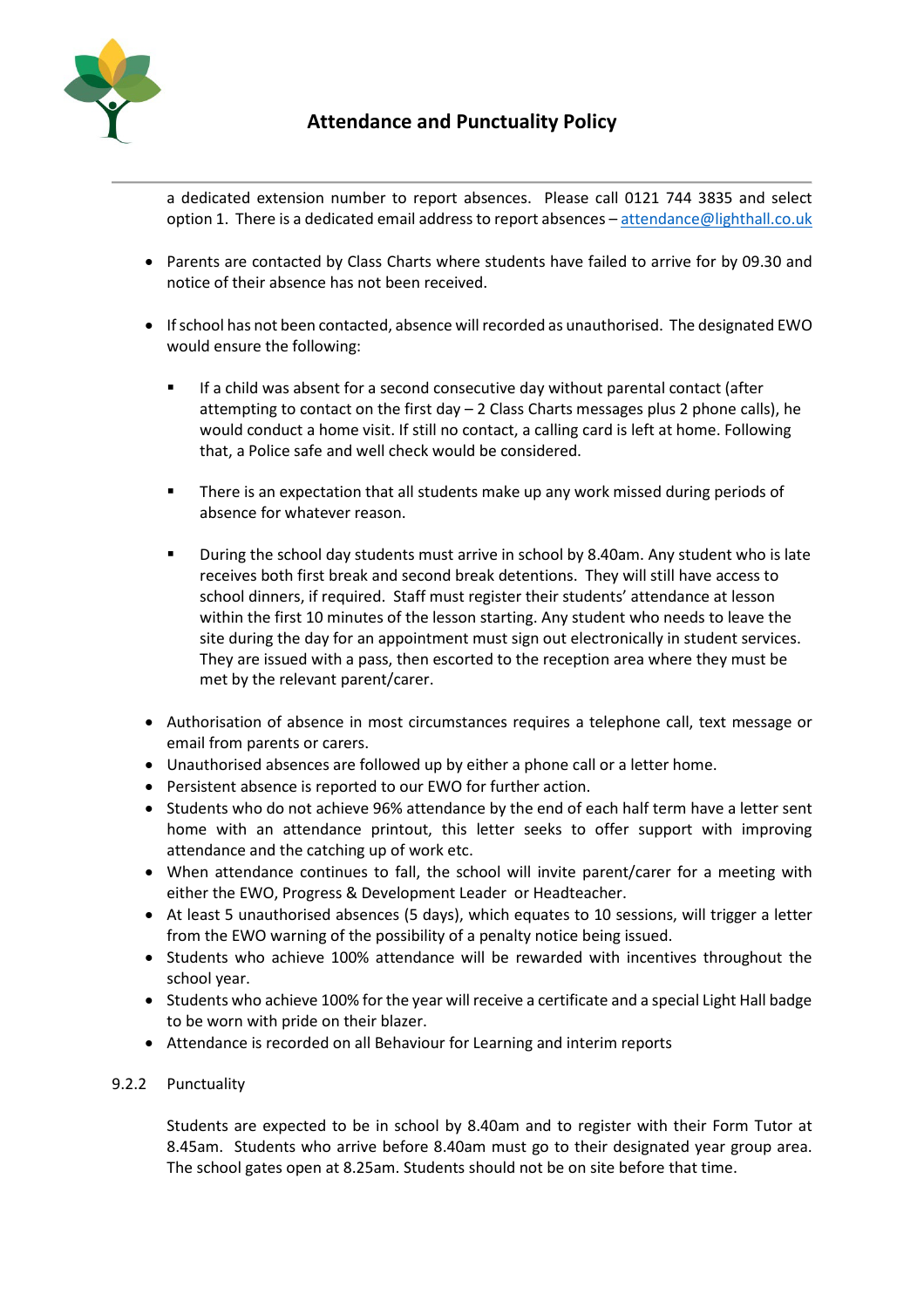a dedicated extension number to report absences. Please call 0121 744 3835 and select option 1. There is a dedicated email address to report absences – attendance@lighthall.co.uk

- Parents are contacted by Class Charts where students have failed to arrive for by 09.30 and notice of their absence has not been received.

- If school has not been contacted, absence will recorded as unauthorised. The designated EWO would ensure the following:

    - If a child was absent for a second consecutive day without parental contact (after attempting to contact on the first day – 2 Class Charts messages plus 2 phone calls), he would conduct a home visit. If still no contact, a calling card is left at home. Following that, a Police safe and well check would be considered.

    - There is an expectation that all students make up any work missed during periods of absence for whatever reason.

    - During the school day students must arrive in school by 8.40am. Any student who is late receives both first break and second break detentions. They will still have access to school dinners, if required. Staff must register their students' attendance at lesson within the first 10 minutes of the lesson starting. Any student who needs to leave the site during the day for an appointment must sign out electronically in student services. They are issued with a pass, then escorted to the reception area where they must be met by the relevant parent/carer.

- Authorisation of absence in most circumstances requires a telephone call, text message or email from parents or carers.
- Unauthorised absences are followed up by either a phone call or a letter home.
- Persistent absence is reported to our EWO for further action.
- Students who do not achieve 96% attendance by the end of each half term have a letter sent home with an attendance printout, this letter seeks to offer support with improving attendance and the catching up of work etc.
- When attendance continues to fall, the school will invite parent/carer for a meeting with either the EWO, Progress & Development Leader or Headteacher.
- At least 5 unauthorised absences (5 days), which equates to 10 sessions, will trigger a letter from the EWO warning of the possibility of a penalty notice being issued.
- Students who achieve 100% attendance will be rewarded with incentives throughout the school year.
- Students who achieve 100% for the year will receive a certificate and a special Light Hall badge to be worn with pride on their blazer.
- Attendance is recorded on all Behaviour for Learning and interim reports

### 9.2.2 Punctuality

Students are expected to be in school by 8.40am and to register with their Form Tutor at 8.45am. Students who arrive before 8.40am must go to their designated year group area. The school gates open at 8.25am. Students should not be on site before that time.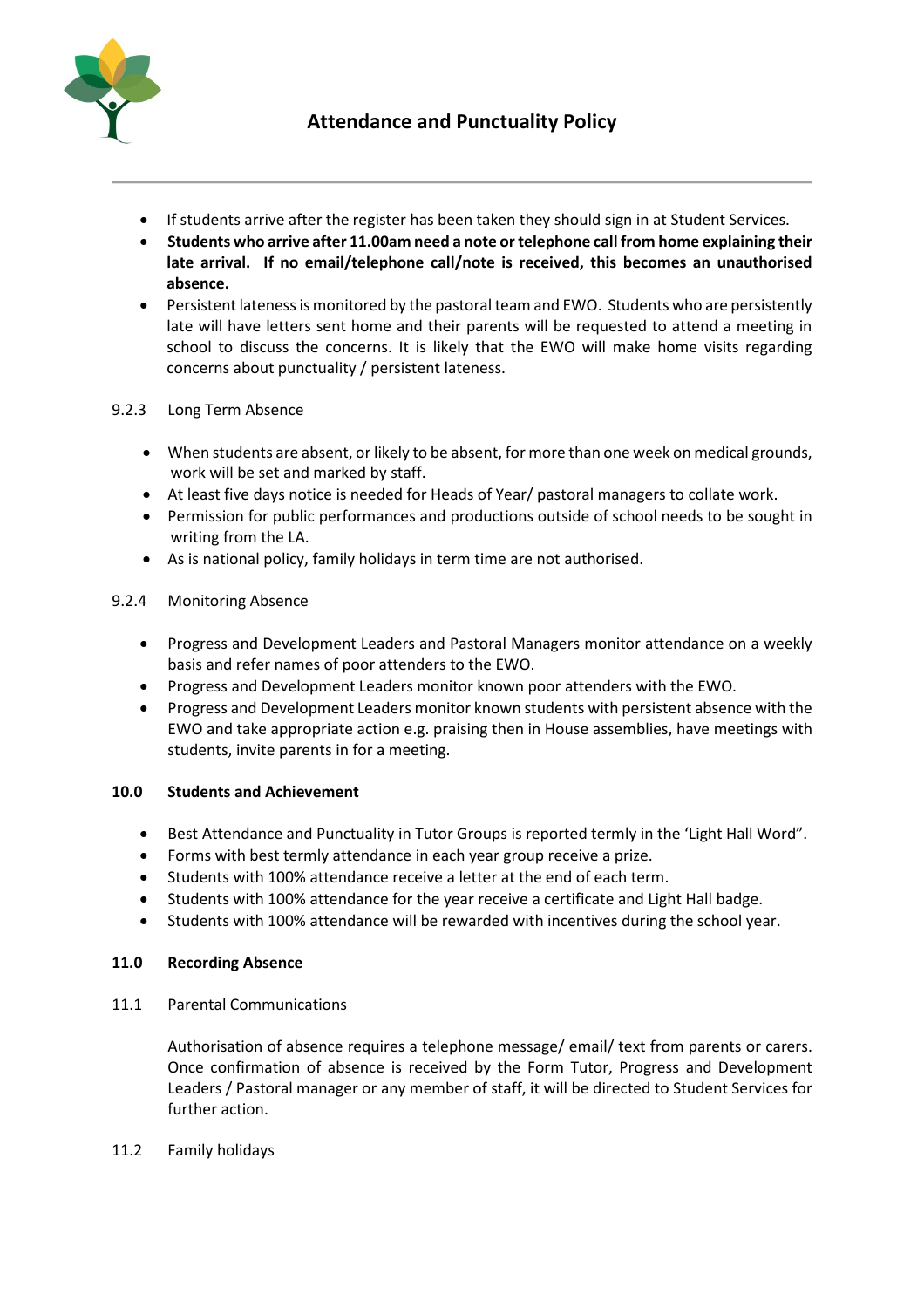- If students arrive after the register has been taken they should sign in at Student Services.
- **Students who arrive after 11.00am need a note or telephone call from home explaining their late arrival. If no email/telephone call/note is received, this becomes an unauthorised absence.**
- Persistent lateness is monitored by the pastoral team and EWO. Students who are persistently late will have letters sent home and their parents will be requested to attend a meeting in school to discuss the concerns. It is likely that the EWO will make home visits regarding concerns about punctuality / persistent lateness.

9.2.3 Long Term Absence

- When students are absent, or likely to be absent, for more than one week on medical grounds, work will be set and marked by staff.
- At least five days notice is needed for Heads of Year/ pastoral managers to collate work.
- Permission for public performances and productions outside of school needs to be sought in writing from the LA.
- As is national policy, family holidays in term time are not authorised.

9.2.4 Monitoring Absence

- Progress and Development Leaders and Pastoral Managers monitor attendance on a weekly basis and refer names of poor attenders to the EWO.
- Progress and Development Leaders monitor known poor attenders with the EWO.
- Progress and Development Leaders monitor known students with persistent absence with the EWO and take appropriate action e.g. praising then in House assemblies, have meetings with students, invite parents in for a meeting.

## 10.0 Students and Achievement

- Best Attendance and Punctuality in Tutor Groups is reported termly in the 'Light Hall Word".
- Forms with best termly attendance in each year group receive a prize.
- Students with 100% attendance receive a letter at the end of each term.
- Students with 100% attendance for the year receive a certificate and Light Hall badge.
- Students with 100% attendance will be rewarded with incentives during the school year.

## 11.0 Recording Absence

11.1 Parental Communications

Authorisation of absence requires a telephone message/ email/ text from parents or carers. Once confirmation of absence is received by the Form Tutor, Progress and Development Leaders / Pastoral manager or any member of staff, it will be directed to Student Services for further action.

11.2 Family holidays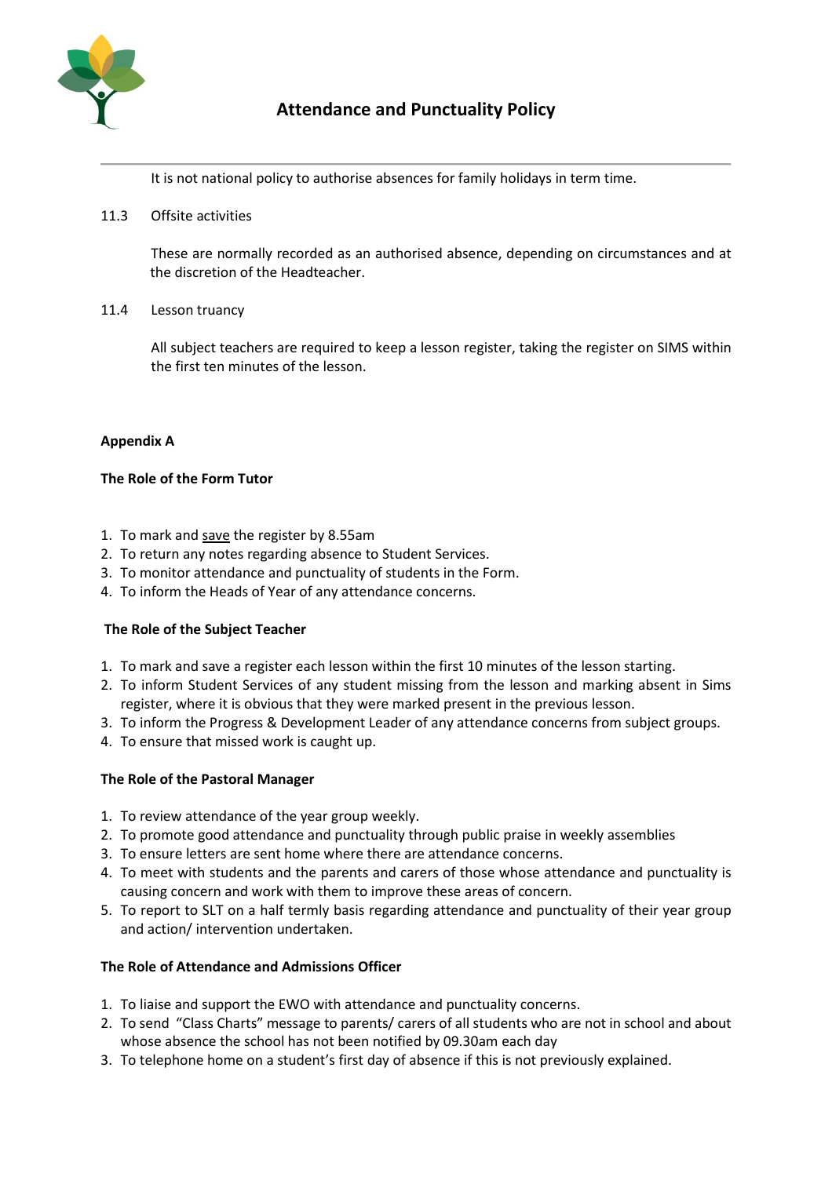It is not national policy to authorise absences for family holidays in term time.

11.3 Offsite activities

These are normally recorded as an authorised absence, depending on circumstances and at the discretion of the Headteacher.

11.4 Lesson truancy

All subject teachers are required to keep a lesson register, taking the register on SIMS within the first ten minutes of the lesson.

**Appendix A**

**The Role of the Form Tutor**

1. To mark and save the register by 8.55am
2. To return any notes regarding absence to Student Services.
3. To monitor attendance and punctuality of students in the Form.
4. To inform the Heads of Year of any attendance concerns.

**The Role of the Subject Teacher**

1. To mark and save a register each lesson within the first 10 minutes of the lesson starting.
2. To inform Student Services of any student missing from the lesson and marking absent in Sims register, where it is obvious that they were marked present in the previous lesson.
3. To inform the Progress & Development Leader of any attendance concerns from subject groups.
4. To ensure that missed work is caught up.

**The Role of the Pastoral Manager**

1. To review attendance of the year group weekly.
2. To promote good attendance and punctuality through public praise in weekly assemblies
3. To ensure letters are sent home where there are attendance concerns.
4. To meet with students and the parents and carers of those whose attendance and punctuality is causing concern and work with them to improve these areas of concern.
5. To report to SLT on a half termly basis regarding attendance and punctuality of their year group and action/ intervention undertaken.

**The Role of Attendance and Admissions Officer**

1. To liaise and support the EWO with attendance and punctuality concerns.
2. To send "Class Charts" message to parents/ carers of all students who are not in school and about whose absence the school has not been notified by 09.30am each day
3. To telephone home on a student's first day of absence if this is not previously explained.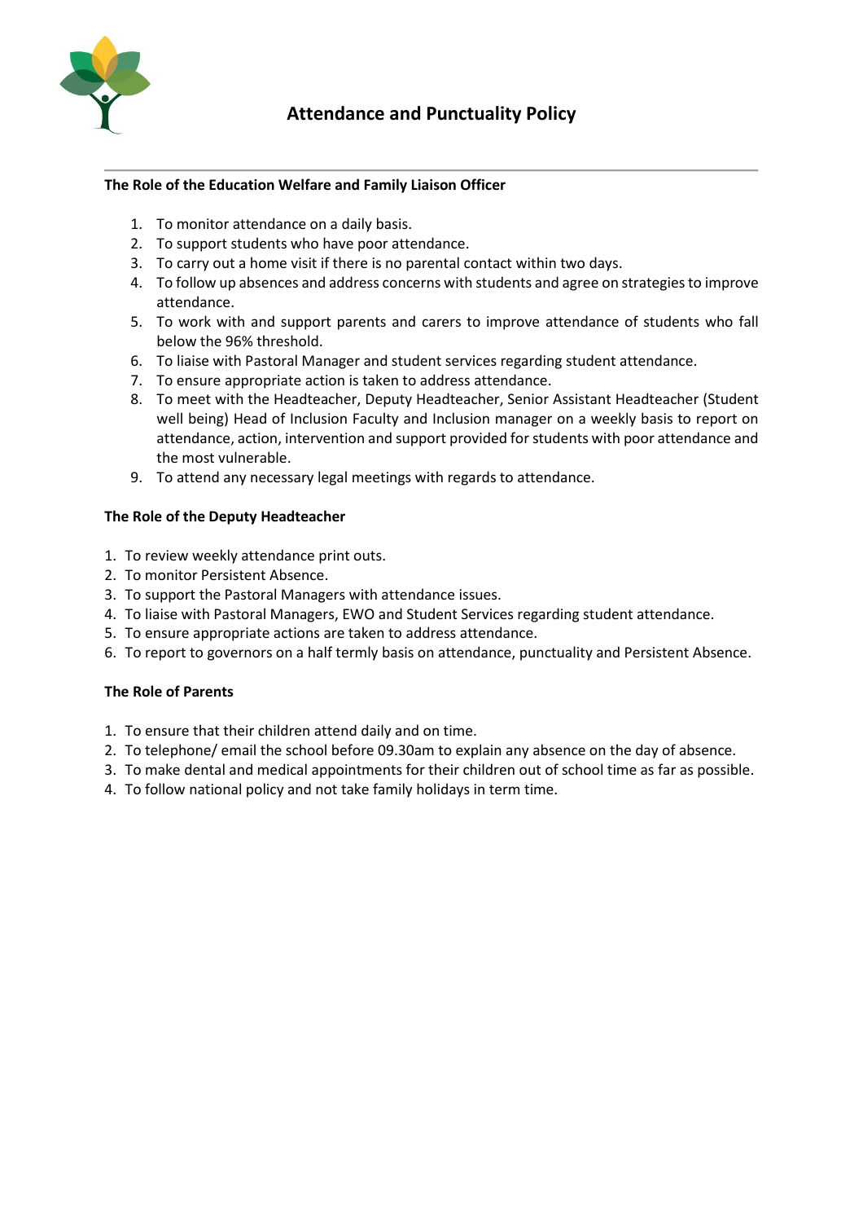### The Role of the Education Welfare and Family Liaison Officer

1. To monitor attendance on a daily basis.
2. To support students who have poor attendance.
3. To carry out a home visit if there is no parental contact within two days.
4. To follow up absences and address concerns with students and agree on strategies to improve attendance.
5. To work with and support parents and carers to improve attendance of students who fall below the 96% threshold.
6. To liaise with Pastoral Manager and student services regarding student attendance.
7. To ensure appropriate action is taken to address attendance.
8. To meet with the Headteacher, Deputy Headteacher, Senior Assistant Headteacher (Student well being) Head of Inclusion Faculty and Inclusion manager on a weekly basis to report on attendance, action, intervention and support provided for students with poor attendance and the most vulnerable.
9. To attend any necessary legal meetings with regards to attendance.

### The Role of the Deputy Headteacher

1. To review weekly attendance print outs.
2. To monitor Persistent Absence.
3. To support the Pastoral Managers with attendance issues.
4. To liaise with Pastoral Managers, EWO and Student Services regarding student attendance.
5. To ensure appropriate actions are taken to address attendance.
6. To report to governors on a half termly basis on attendance, punctuality and Persistent Absence.

### The Role of Parents

1. To ensure that their children attend daily and on time.
2. To telephone/ email the school before 09.30am to explain any absence on the day of absence.
3. To make dental and medical appointments for their children out of school time as far as possible.
4. To follow national policy and not take family holidays in term time.